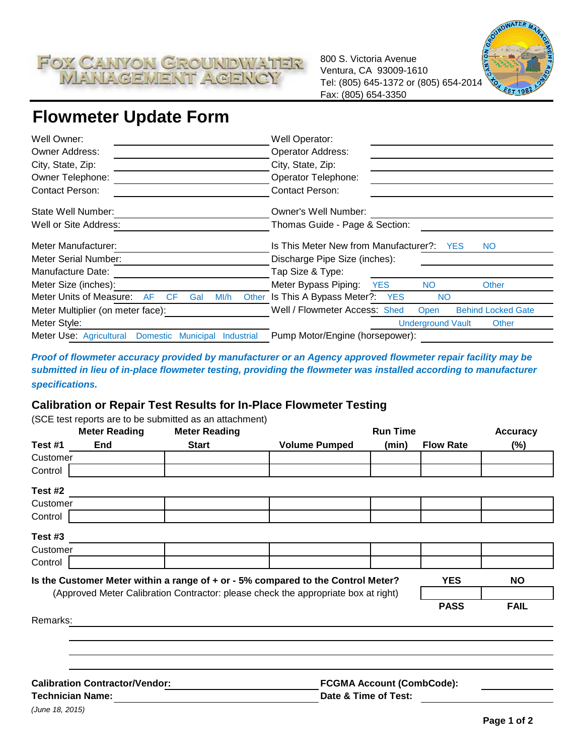**FOX CANYON GROUNDWATER MANAGEMENT AGENCY**

800 S. Victoria Avenue
Ventura, CA 93009-1610
Tel: (805) 645-1372 or (805) 654-2014
Fax: (805) 654-3350

# Flowmeter Update Form

| | | | |
|---|---|---|---|
| Well Owner: | | Well Operator: | |
| Owner Address: | | Operator Address: | |
| City, State, Zip: | | City, State, Zip: | |
| Owner Telephone: | | Operator Telephone: | |
| Contact Person: | | Contact Person: | |

| | | | |
|---|---|---|---|
| State Well Number: | | Owner's Well Number: | |
| Well or Site Address: | | Thomas Guide - Page & Section: | |

| | | | |
|---|---|---|---|
| Meter Manufacturer: | | Is This Meter New from Manufacturer?: | YES NO |
| Meter Serial Number: | | Discharge Pipe Size (inches): | |
| Manufacture Date: | | Tap Size & Type: | |
| Meter Size (inches): | | Meter Bypass Piping: | YES NO Other |
| Meter Units of Measure: | AF CF Gal Ml/h Other | Is This A Bypass Meter?: | YES NO |
| Meter Multiplier (on meter face): | | Well / Flowmeter Access: | Shed Open Behind Locked Gate Underground Vault Other |
| Meter Style: | | | |
| Meter Use: | Agricultural Domestic Municipal Industrial | Pump Motor/Engine (horsepower): | |

***Proof of flowmeter accuracy provided by manufacturer or an Agency approved flowmeter repair facility may be submitted in lieu of in-place flowmeter testing, providing the flowmeter was installed according to manufacturer specifications.***

## Calibration or Repair Test Results for In-Place Flowmeter Testing

(SCE test reports are to be submitted as an attachment)

| | Meter Reading End | Meter Reading Start | Volume Pumped | Run Time (min) | Flow Rate | Accuracy (%) |
|---|---|---|---|---|---|---|
| **Test #1** | | | | | | |
| Customer | | | | | | |
| Control | | | | | | |
| **Test #2** | | | | | | |
| Customer | | | | | | |
| Control | | | | | | |
| **Test #3** | | | | | | |
| Customer | | | | | | |
| Control | | | | | | |

**Is the Customer Meter within a range of + or - 5% compared to the Control Meter?** (Approved Meter Calibration Contractor: please check the appropriate box at right)

| YES | NO |
|---|---|
| | |
| **PASS** | **FAIL** |

Remarks: ______________________________

______________________________

______________________________

| | | | |
|---|---|---|---|
| **Calibration Contractor/Vendor:** | | **FCGMA Account (CombCode):** | |
| **Technician Name:** | | **Date & Time of Test:** | |

*(June 18, 2015)*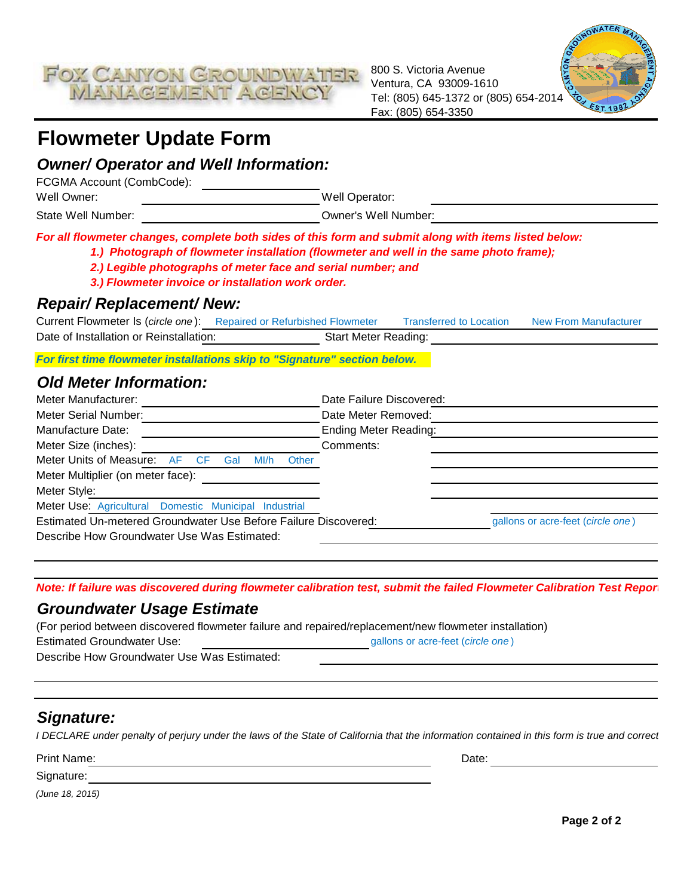FOX CANYON GROUNDWATER MANAGEMENT AGENCY

800 S. Victoria Avenue
Ventura, CA 93009-1610
Tel: (805) 645-1372 or (805) 654-2014
Fax: (805) 654-3350

# Flowmeter Update Form

## *Owner/ Operator and Well Information:*

FCGMA Account (CombCode): ______________

Well Owner: ______________ Well Operator: ______________

State Well Number: ______________ Owner's Well Number: ______________

***For all flowmeter changes, complete both sides of this form and submit along with items listed below:***

***1.) Photograph of flowmeter installation (flowmeter and well in the same photo frame);***

***2.) Legible photographs of meter face and serial number; and***

***3.) Flowmeter invoice or installation work order.***

## *Repair/ Replacement/ New:*

Current Flowmeter Is (*circle one*): Repaired or Refurbished Flowmeter Transferred to Location New From Manufacturer

Date of Installation or Reinstallation: ______________ Start Meter Reading: ______________

***For first time flowmeter installations skip to "Signature" section below.***

## *Old Meter Information:*

Meter Manufacturer: ______________ Date Failure Discovered: ______________

Meter Serial Number: ______________ Date Meter Removed: ______________

Manufacture Date: ______________ Ending Meter Reading: ______________

Meter Size (inches): ______________ Comments: ______________

Meter Units of Measure: AF CF Gal MI/h Other

Meter Multiplier (on meter face): ______________

Meter Style: ______________

Meter Use: Agricultural Domestic Municipal Industrial

Estimated Un-metered Groundwater Use Before Failure Discovered: ______________ gallons or acre-feet (*circle one*)

Describe How Groundwater Use Was Estimated: ______________

***Note: If failure was discovered during flowmeter calibration test, submit the failed Flowmeter Calibration Test Report***

## *Groundwater Usage Estimate*

(For period between discovered flowmeter failure and repaired/replacement/new flowmeter installation)

Estimated Groundwater Use: ______________ gallons or acre-feet (*circle one*)

Describe How Groundwater Use Was Estimated: ______________

## *Signature:*

*I DECLARE under penalty of perjury under the laws of the State of California that the information contained in this form is true and correct*

Print Name: ______________ Date: ______________

Signature: ______________

*(June 18, 2015)*